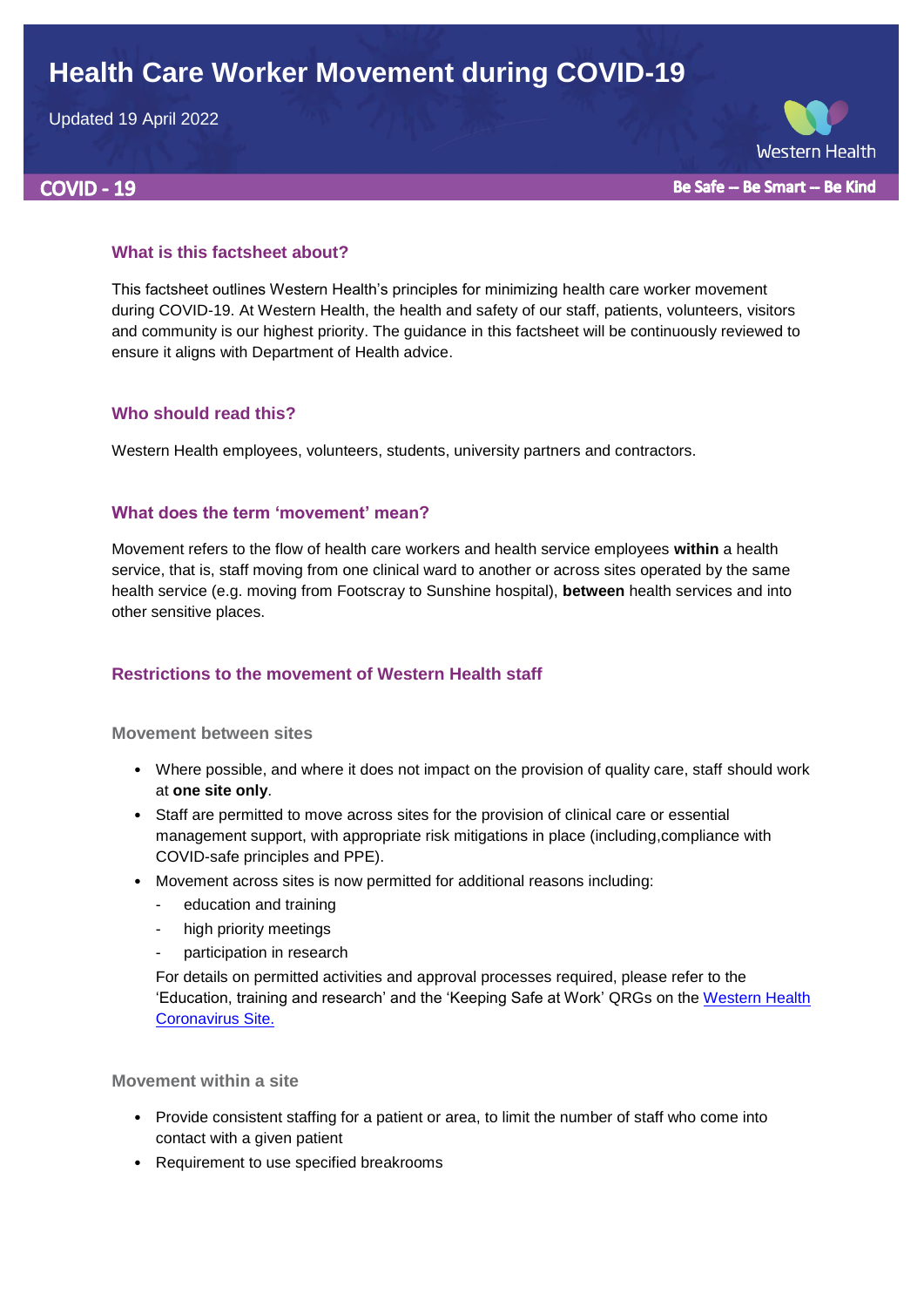# Health Care Worker Movement during COVID-19

Updated 19 April 2022

Western Health

COVID - 19

Be Safe – Be Smart – Be Kind

## What is this factsheet about?

This factsheet outlines Western Health's principles for minimizing health care worker movement during COVID-19. At Western Health, the health and safety of our staff, patients, volunteers, visitors and community is our highest priority. The guidance in this factsheet will be continuously reviewed to ensure it aligns with Department of Health advice.

## Who should read this?

Western Health employees, volunteers, students, university partners and contractors.

## What does the term 'movement' mean?

Movement refers to the flow of health care workers and health service employees **within** a health service, that is, staff moving from one clinical ward to another or across sites operated by the same health service (e.g. moving from Footscray to Sunshine hospital), **between** health services and into other sensitive places.

## Restrictions to the movement of Western Health staff

### Movement between sites

- Where possible, and where it does not impact on the provision of quality care, staff should work at **one site only**.
- Staff are permitted to move across sites for the provision of clinical care or essential management support, with appropriate risk mitigations in place (including,compliance with COVID-safe principles and PPE).
- Movement across sites is now permitted for additional reasons including:
  - education and training
  - high priority meetings
  - participation in research

  For details on permitted activities and approval processes required, please refer to the 'Education, training and research' and the 'Keeping Safe at Work' QRGs on the Western Health Coronavirus Site.

### Movement within a site

- Provide consistent staffing for a patient or area, to limit the number of staff who come into contact with a given patient
- Requirement to use specified breakrooms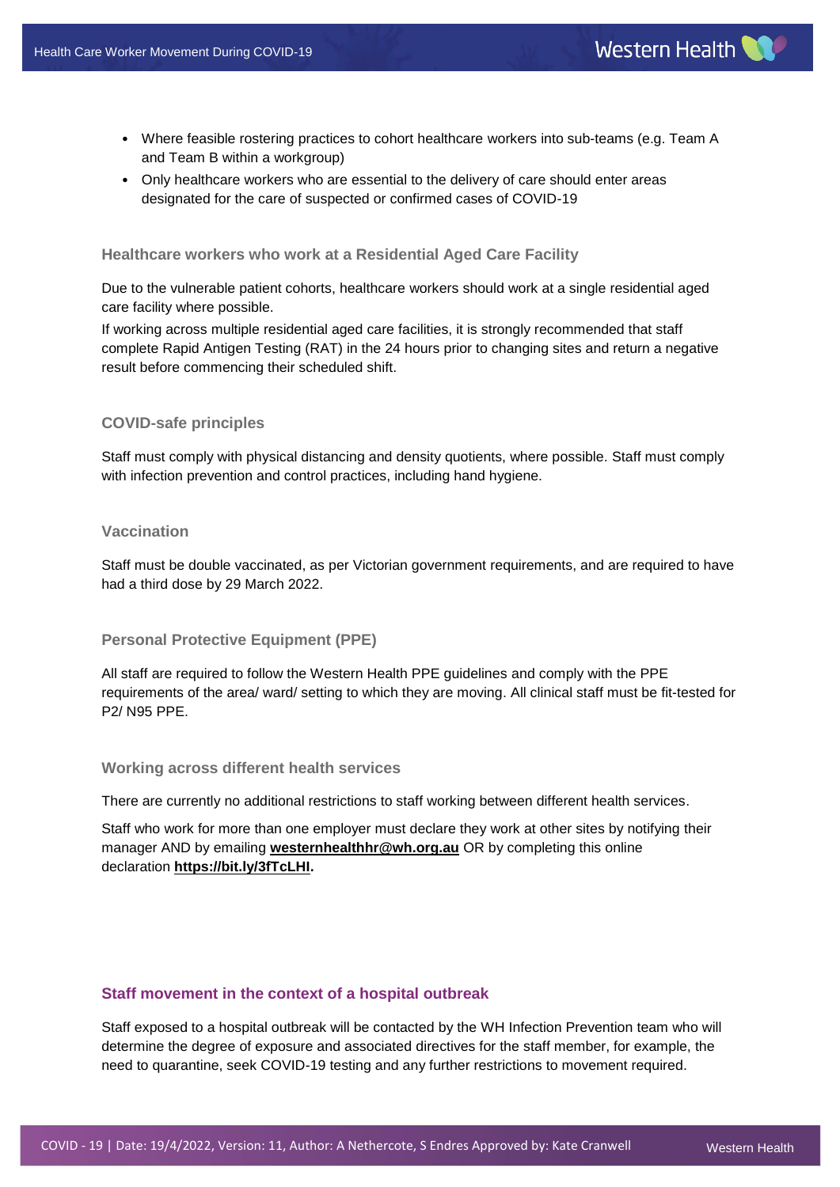- Where feasible rostering practices to cohort healthcare workers into sub-teams (e.g. Team A and Team B within a workgroup)
- Only healthcare workers who are essential to the delivery of care should enter areas designated for the care of suspected or confirmed cases of COVID-19

### Healthcare workers who work at a Residential Aged Care Facility

Due to the vulnerable patient cohorts, healthcare workers should work at a single residential aged care facility where possible.

If working across multiple residential aged care facilities, it is strongly recommended that staff complete Rapid Antigen Testing (RAT) in the 24 hours prior to changing sites and return a negative result before commencing their scheduled shift.

### COVID-safe principles

Staff must comply with physical distancing and density quotients, where possible. Staff must comply with infection prevention and control practices, including hand hygiene.

### Vaccination

Staff must be double vaccinated, as per Victorian government requirements, and are required to have had a third dose by 29 March 2022.

### Personal Protective Equipment (PPE)

All staff are required to follow the Western Health PPE guidelines and comply with the PPE requirements of the area/ ward/ setting to which they are moving. All clinical staff must be fit-tested for P2/ N95 PPE.

### Working across different health services

There are currently no additional restrictions to staff working between different health services.

Staff who work for more than one employer must declare they work at other sites by notifying their manager AND by emailing **westernhealthhr@wh.org.au** OR by completing this online declaration **https://bit.ly/3fTcLHI.**

## Staff movement in the context of a hospital outbreak

Staff exposed to a hospital outbreak will be contacted by the WH Infection Prevention team who will determine the degree of exposure and associated directives for the staff member, for example, the need to quarantine, seek COVID-19 testing and any further restrictions to movement required.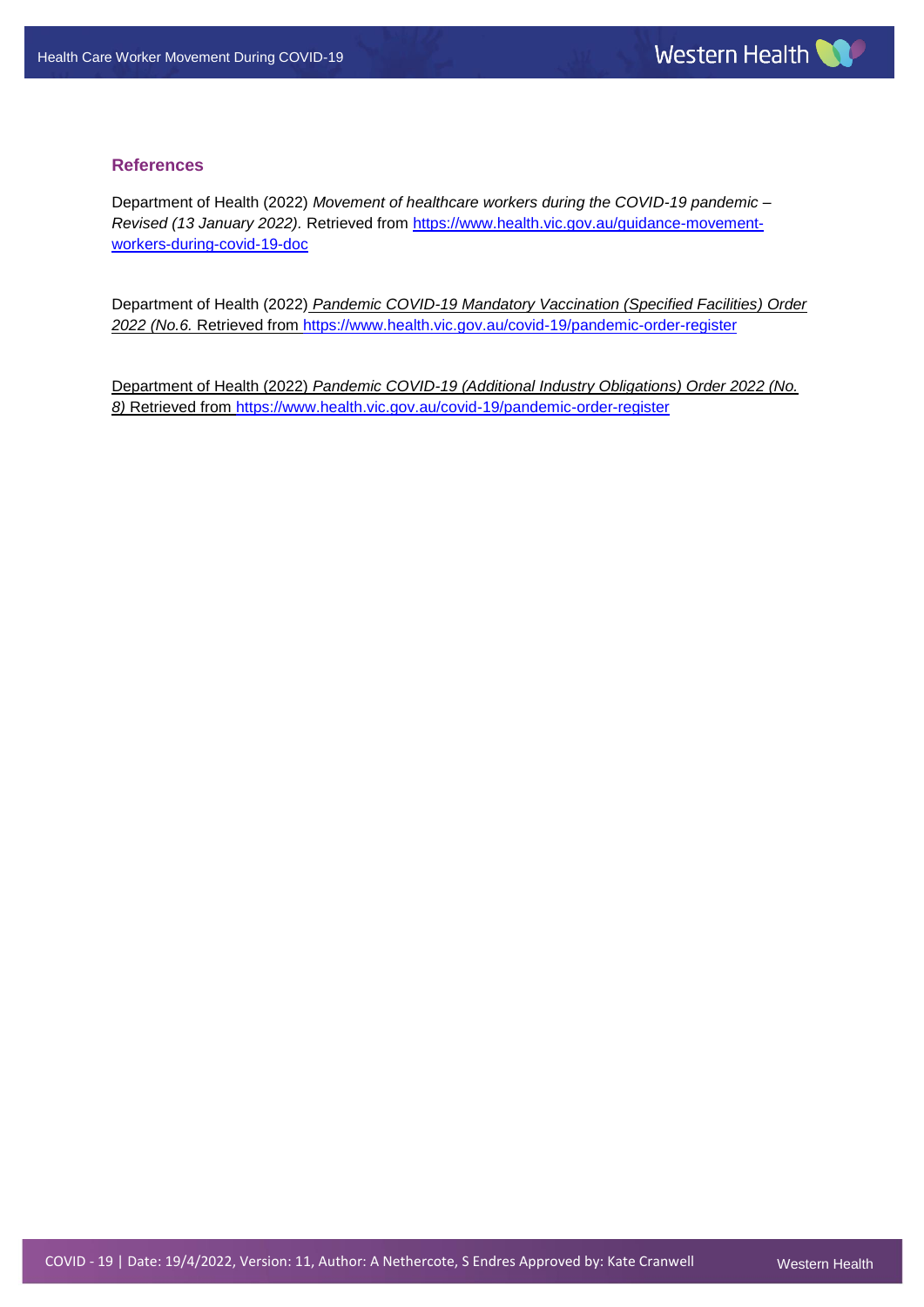## References

Department of Health (2022) *Movement of healthcare workers during the COVID-19 pandemic – Revised (13 January 2022).* Retrieved from https://www.health.vic.gov.au/guidance-movement-workers-during-covid-19-doc

Department of Health (2022) *Pandemic COVID-19 Mandatory Vaccination (Specified Facilities) Order 2022 (No.6.* Retrieved from https://www.health.vic.gov.au/covid-19/pandemic-order-register

Department of Health (2022) *Pandemic COVID-19 (Additional Industry Obligations) Order 2022 (No. 8)* Retrieved from https://www.health.vic.gov.au/covid-19/pandemic-order-register